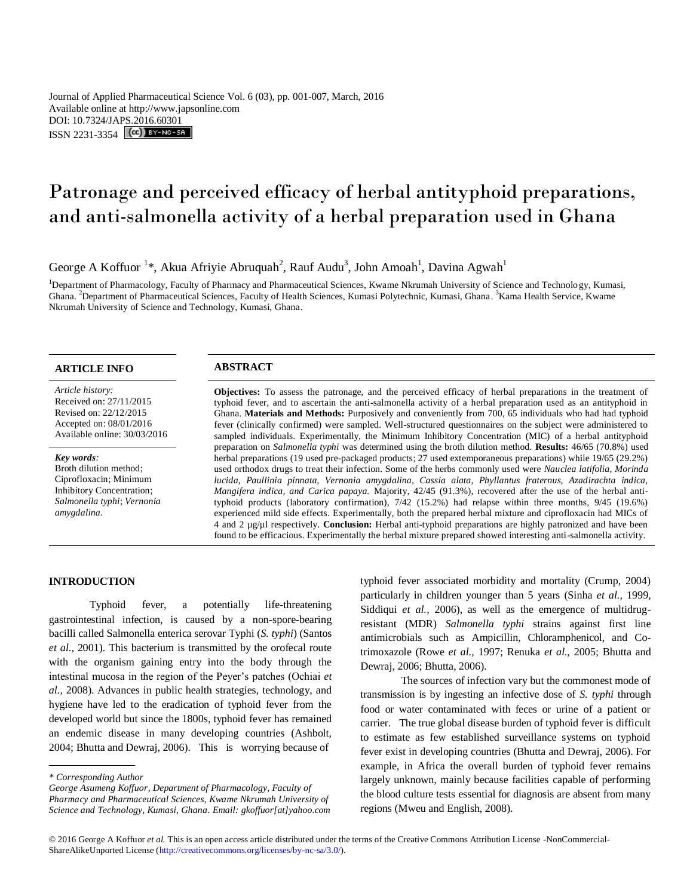Journal of Applied Pharmaceutical Science Vol. 6 (03), pp. 001-007, March, 2016
Available online at http://www.japsonline.com
DOI: 10.7324/JAPS.2016.60301
ISSN 2231-3354

# Patronage and perceived efficacy of herbal antityphoid preparations, and anti-salmonella activity of a herbal preparation used in Ghana

George A Koffuor [1]*, Akua Afriyie Abruquah[2], Rauf Audu[3], John Amoah[1], Davina Agwah[1]

[1]Department of Pharmacology, Faculty of Pharmacy and Pharmaceutical Sciences, Kwame Nkrumah University of Science and Technology, Kumasi, Ghana. [2]Department of Pharmaceutical Sciences, Faculty of Health Sciences, Kumasi Polytechnic, Kumasi, Ghana. [3]Kama Health Service, Kwame Nkrumah University of Science and Technology, Kumasi, Ghana.

## ARTICLE INFO

*Article history:*
Received on: 27/11/2015
Revised on: 22/12/2015
Accepted on: 08/01/2016
Available online: 30/03/2016

***Key words**:*
Broth dilution method; Ciprofloxacin; Minimum Inhibitory Concentration; *Salmonella typhi*; *Vernonia amygdalina.*

## ABSTRACT

**Objectives:** To assess the patronage, and the perceived efficacy of herbal preparations in the treatment of typhoid fever, and to ascertain the anti-salmonella activity of a herbal preparation used as an antityphoid in Ghana. **Materials and Methods:** Purposively and conveniently from 700, 65 individuals who had had typhoid fever (clinically confirmed) were sampled. Well-structured questionnaires on the subject were administered to sampled individuals. Experimentally, the Minimum Inhibitory Concentration (MIC) of a herbal antityphoid preparation on *Salmonella typhi* was determined using the broth dilution method. **Results:** 46/65 (70.8%) used herbal preparations (19 used pre-packaged products; 27 used extemporaneous preparations) while 19/65 (29.2%) used orthodox drugs to treat their infection. Some of the herbs commonly used were *Nauclea latifolia, Morinda lucida, Paullinia pinnata, Vernonia amygdalina, Cassia alata, Phyllantus fraternus, Azadirachta indica, Mangifera indica, and Carica papaya.* Majority, 42/45 (91.3%), recovered after the use of the herbal anti-typhoid products (laboratory confirmation), 7/42 (15.2%) had relapse within three months, 9/45 (19.6%) experienced mild side effects. Experimentally, both the prepared herbal mixture and ciprofloxacin had MICs of 4 and 2 μg/μl respectively. **Conclusion:** Herbal anti-typhoid preparations are highly patronized and have been found to be efficacious. Experimentally the herbal mixture prepared showed interesting anti-salmonella activity.

## INTRODUCTION

Typhoid fever, a potentially life-threatening gastrointestinal infection, is caused by a non-spore-bearing bacilli called Salmonella enterica serovar Typhi (*S. typhi*) (Santos *et al.*, 2001). This bacterium is transmitted by the orofecal route with the organism gaining entry into the body through the intestinal mucosa in the region of the Peyer's patches (Ochiai *et al.*, 2008). Advances in public health strategies, technology, and hygiene have led to the eradication of typhoid fever from the developed world but since the 1800s, typhoid fever has remained an endemic disease in many developing countries (Ashbolt, 2004; Bhutta and Dewraj, 2006). This is worrying because of typhoid fever associated morbidity and mortality (Crump, 2004) particularly in children younger than 5 years (Sinha *et al.,* 1999, Siddiqui *et al.,* 2006), as well as the emergence of multidrug-resistant (MDR) *Salmonella typhi* strains against first line antimicrobials such as Ampicillin, Chloramphenicol, and Co-trimoxazole (Rowe *et al.,* 1997; Renuka *et al.,* 2005; Bhutta and Dewraj, 2006; Bhutta, 2006).

The sources of infection vary but the commonest mode of transmission is by ingesting an infective dose of *S. typhi* through food or water contaminated with feces or urine of a patient or carrier. The true global disease burden of typhoid fever is difficult to estimate as few established surveillance systems on typhoid fever exist in developing countries (Bhutta and Dewraj, 2006). For example, in Africa the overall burden of typhoid fever remains largely unknown, mainly because facilities capable of performing the blood culture tests essential for diagnosis are absent from many regions (Mweu and English, 2008).

---

*\* Corresponding Author*
*George Asumeng Koffuor, Department of Pharmacology, Faculty of Pharmacy and Pharmaceutical Sciences, Kwame Nkrumah University of Science and Technology, Kumasi, Ghana. Email: gkoffuor[at]yahoo.com*

© 2016 George A Koffuor *et al.* This is an open access article distributed under the terms of the Creative Commons Attribution License -NonCommercial-ShareAlikeUnported License (http://creativecommons.org/licenses/by-nc-sa/3.0/).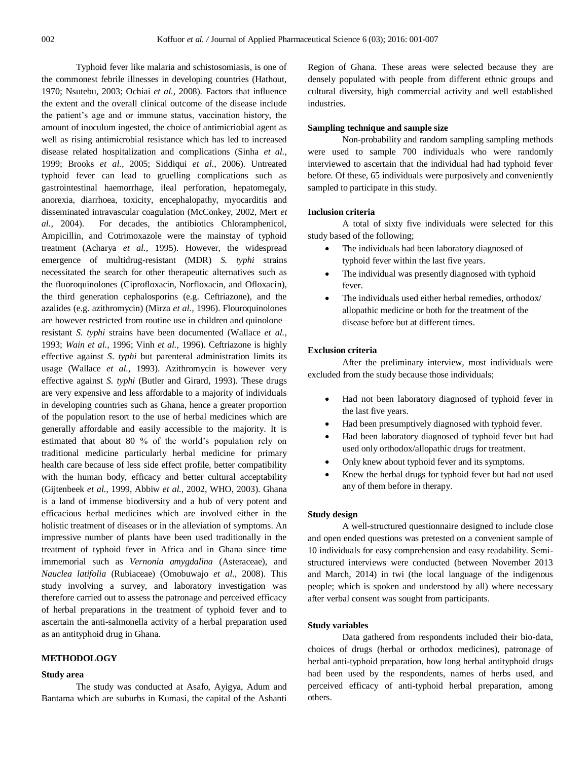Typhoid fever like malaria and schistosomiasis, is one of the commonest febrile illnesses in developing countries (Hathout, 1970; Nsutebu, 2003; Ochiai *et al.,* 2008). Factors that influence the extent and the overall clinical outcome of the disease include the patient's age and or immune status, vaccination history, the amount of inoculum ingested, the choice of antimicriobial agent as well as rising antimicrobial resistance which has led to increased disease related hospitalization and complications (Sinha *et al.,* 1999; Brooks *et al.,* 2005; Siddiqui *et al.,* 2006). Untreated typhoid fever can lead to gruelling complications such as gastrointestinal haemorrhage, ileal perforation, hepatomegaly, anorexia, diarrhoea, toxicity, encephalopathy, myocarditis and disseminated intravascular coagulation (McConkey, 2002, Mert *et al.,* 2004). For decades, the antibiotics Chloramphenicol, Ampicillin, and Cotrimoxazole were the mainstay of typhoid treatment (Acharya *et al.,* 1995). However, the widespread emergence of multidrug-resistant (MDR) *S. typhi* strains necessitated the search for other therapeutic alternatives such as the fluoroquinolones (Ciprofloxacin, Norfloxacin, and Ofloxacin), the third generation cephalosporins (e.g. Ceftriazone), and the azalides (e.g. azithromycin) (Mirza *et al.,* 1996). Flouroquinolones are however restricted from routine use in children and quinolone–resistant *S. typhi* strains have been documented (Wallace *et al.,* 1993; *Wain et al.,* 1996; Vinh *et al.,* 1996). Ceftriazone is highly effective against *S. typhi* but parenteral administration limits its usage (Wallace *et al.,* 1993). Azithromycin is however very effective against *S. typhi* (Butler and Girard, 1993). These drugs are very expensive and less affordable to a majority of individuals in developing countries such as Ghana, hence a greater proportion of the population resort to the use of herbal medicines which are generally affordable and easily accessible to the majority. It is estimated that about 80 % of the world's population rely on traditional medicine particularly herbal medicine for primary health care because of less side effect profile, better compatibility with the human body, efficacy and better cultural acceptability (Gijtenbeek *et al.,* 1999, Abbiw *et al.,* 2002, WHO, 2003). Ghana is a land of immense biodiversity and a hub of very potent and efficacious herbal medicines which are involved either in the holistic treatment of diseases or in the alleviation of symptoms. An impressive number of plants have been used traditionally in the treatment of typhoid fever in Africa and in Ghana since time immemorial such as *Vernonia amygdalina* (Asteraceae), and *Nauclea latifolia* (Rubiaceae) (Omobuwajo *et al.,* 2008). This study involving a survey, and laboratory investigation was therefore carried out to assess the patronage and perceived efficacy of herbal preparations in the treatment of typhoid fever and to ascertain the anti-salmonella activity of a herbal preparation used as an antityphoid drug in Ghana.

## METHODOLOGY

### Study area

The study was conducted at Asafo, Ayigya, Adum and Bantama which are suburbs in Kumasi, the capital of the Ashanti Region of Ghana. These areas were selected because they are densely populated with people from different ethnic groups and cultural diversity, high commercial activity and well established industries.

### Sampling technique and sample size

Non-probability and random sampling sampling methods were used to sample 700 individuals who were randomly interviewed to ascertain that the individual had had typhoid fever before. Of these, 65 individuals were purposively and conveniently sampled to participate in this study.

### Inclusion criteria

A total of sixty five individuals were selected for this study based of the following;

- The individuals had been laboratory diagnosed of typhoid fever within the last five years.
- The individual was presently diagnosed with typhoid fever.
- The individuals used either herbal remedies, orthodox/ allopathic medicine or both for the treatment of the disease before but at different times.

### Exclusion criteria

After the preliminary interview, most individuals were excluded from the study because those individuals;

- Had not been laboratory diagnosed of typhoid fever in the last five years.
- Had been presumptively diagnosed with typhoid fever.
- Had been laboratory diagnosed of typhoid fever but had used only orthodox/allopathic drugs for treatment.
- Only knew about typhoid fever and its symptoms.
- Knew the herbal drugs for typhoid fever but had not used any of them before in therapy.

### Study design

A well-structured questionnaire designed to include close and open ended questions was pretested on a convenient sample of 10 individuals for easy comprehension and easy readability. Semi-structured interviews were conducted (between November 2013 and March, 2014) in twi (the local language of the indigenous people; which is spoken and understood by all) where necessary after verbal consent was sought from participants.

### Study variables

Data gathered from respondents included their bio-data, choices of drugs (herbal or orthodox medicines), patronage of herbal anti-typhoid preparation, how long herbal antityphoid drugs had been used by the respondents, names of herbs used, and perceived efficacy of anti-typhoid herbal preparation, among others.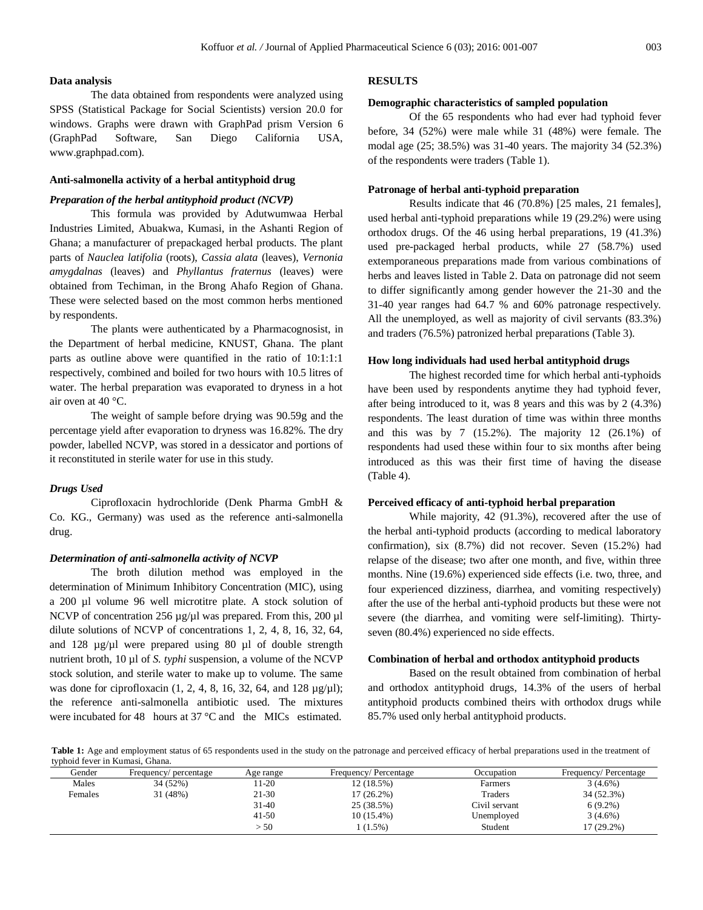### Data analysis

The data obtained from respondents were analyzed using SPSS (Statistical Package for Social Scientists) version 20.0 for windows. Graphs were drawn with GraphPad prism Version 6 (GraphPad Software, San Diego California USA, www.graphpad.com).

### Anti-salmonella activity of a herbal antityphoid drug

#### *Preparation of the herbal antityphoid product (NCVP)*

This formula was provided by Adutwumwaa Herbal Industries Limited, Abuakwa, Kumasi, in the Ashanti Region of Ghana; a manufacturer of prepackaged herbal products. The plant parts of *Nauclea latifolia* (roots), *Cassia alata* (leaves), *Vernonia amygdalnas* (leaves) and *Phyllantus fraternus* (leaves) were obtained from Techiman, in the Brong Ahafo Region of Ghana. These were selected based on the most common herbs mentioned by respondents.

The plants were authenticated by a Pharmacognosist, in the Department of herbal medicine, KNUST, Ghana. The plant parts as outline above were quantified in the ratio of 10:1:1:1 respectively, combined and boiled for two hours with 10.5 litres of water. The herbal preparation was evaporated to dryness in a hot air oven at 40 °C.

The weight of sample before drying was 90.59g and the percentage yield after evaporation to dryness was 16.82%. The dry powder, labelled NCVP, was stored in a dessicator and portions of it reconstituted in sterile water for use in this study.

#### *Drugs Used*

Ciprofloxacin hydrochloride (Denk Pharma GmbH & Co. KG., Germany) was used as the reference anti-salmonella drug.

#### *Determination of anti-salmonella activity of NCVP*

The broth dilution method was employed in the determination of Minimum Inhibitory Concentration (MIC), using a 200 µl volume 96 well microtitre plate. A stock solution of NCVP of concentration 256 µg/µl was prepared. From this, 200 µl dilute solutions of NCVP of concentrations 1, 2, 4, 8, 16, 32, 64, and 128 µg/µl were prepared using 80 µl of double strength nutrient broth, 10 µl of *S. typhi* suspension, a volume of the NCVP stock solution, and sterile water to make up to volume. The same was done for ciprofloxacin (1, 2, 4, 8, 16, 32, 64, and 128 µg/µl); the reference anti-salmonella antibiotic used. The mixtures were incubated for 48 hours at 37 °C and the MICs estimated.

## RESULTS

### Demographic characteristics of sampled population

Of the 65 respondents who had ever had typhoid fever before, 34 (52%) were male while 31 (48%) were female. The modal age (25; 38.5%) was 31-40 years. The majority 34 (52.3%) of the respondents were traders (Table 1).

### Patronage of herbal anti-typhoid preparation

Results indicate that 46 (70.8%) [25 males, 21 females], used herbal anti-typhoid preparations while 19 (29.2%) were using orthodox drugs. Of the 46 using herbal preparations, 19 (41.3%) used pre-packaged herbal products, while 27 (58.7%) used extemporaneous preparations made from various combinations of herbs and leaves listed in Table 2. Data on patronage did not seem to differ significantly among gender however the 21-30 and the 31-40 year ranges had 64.7 % and 60% patronage respectively. All the unemployed, as well as majority of civil servants (83.3%) and traders (76.5%) patronized herbal preparations (Table 3).

### How long individuals had used herbal antityphoid drugs

The highest recorded time for which herbal anti-typhoids have been used by respondents anytime they had typhoid fever, after being introduced to it, was 8 years and this was by 2 (4.3%) respondents. The least duration of time was within three months and this was by 7 (15.2%). The majority 12 (26.1%) of respondents had used these within four to six months after being introduced as this was their first time of having the disease (Table 4).

### Perceived efficacy of anti-typhoid herbal preparation

While majority, 42 (91.3%), recovered after the use of the herbal anti-typhoid products (according to medical laboratory confirmation), six (8.7%) did not recover. Seven (15.2%) had relapse of the disease; two after one month, and five, within three months. Nine (19.6%) experienced side effects (i.e. two, three, and four experienced dizziness, diarrhea, and vomiting respectively) after the use of the herbal anti-typhoid products but these were not severe (the diarrhea, and vomiting were self-limiting). Thirty-seven (80.4%) experienced no side effects.

### Combination of herbal and orthodox antityphoid products

Based on the result obtained from combination of herbal and orthodox antityphoid drugs, 14.3% of the users of herbal antityphoid products combined theirs with orthodox drugs while 85.7% used only herbal antityphoid products.

**Table 1:** Age and employment status of 65 respondents used in the study on the patronage and perceived efficacy of herbal preparations used in the treatment of typhoid fever in Kumasi, Ghana.

| Gender | Frequency/ percentage | Age range | Frequency/ Percentage | Occupation | Frequency/ Percentage |
|---|---|---|---|---|---|
| Males | 34 (52%) | 11-20 | 12 (18.5%) | Farmers | 3 (4.6%) |
| Females | 31 (48%) | 21-30 | 17 (26.2%) | Traders | 34 (52.3%) |
| | | 31-40 | 25 (38.5%) | Civil servant | 6 (9.2%) |
| | | 41-50 | 10 (15.4%) | Unemployed | 3 (4.6%) |
| | | > 50 | 1 (1.5%) | Student | 17 (29.2%) |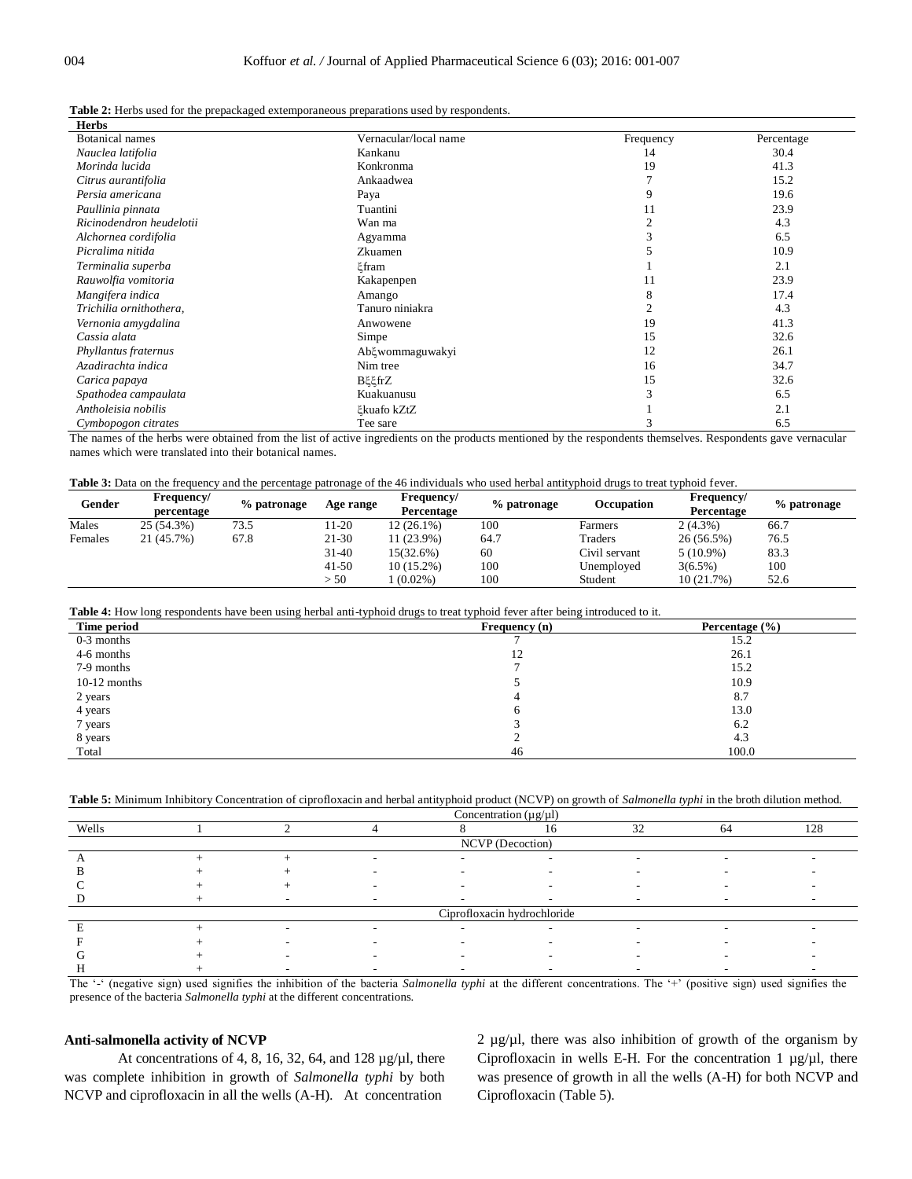**Table 2:** Herbs used for the prepackaged extemporaneous preparations used by respondents.

| Herbs | | | |
|---|---|---|---|
| Botanical names | Vernacular/local name | Frequency | Percentage |
| *Nauclea latifolia* | Kankanu | 14 | 30.4 |
| *Morinda lucida* | Konkronma | 19 | 41.3 |
| *Citrus aurantifolia* | Ankaadwea | 7 | 15.2 |
| *Persia americana* | Paya | 9 | 19.6 |
| *Paullinia pinnata* | Tuantini | 11 | 23.9 |
| *Ricinodendron heudelotii* | Wan ma | 2 | 4.3 |
| *Alchornea cordifolia* | Agyamma | 3 | 6.5 |
| *Picralima nitida* | Zkuamen | 5 | 10.9 |
| *Terminalia superba* | ξfram | 1 | 2.1 |
| *Rauwolfia vomitoria* | Kakapenpen | 11 | 23.9 |
| *Mangifera indica* | Amango | 8 | 17.4 |
| *Trichilia ornithothera,* | Tanuro niniakra | 2 | 4.3 |
| *Vernonia amygdalina* | Anwowene | 19 | 41.3 |
| *Cassia alata* | Simpe | 15 | 32.6 |
| *Phyllantus fraternus* | Abξwommaguwakyi | 12 | 26.1 |
| *Azadirachta indica* | Nim tree | 16 | 34.7 |
| *Carica papaya* | BξξfrZ | 15 | 32.6 |
| *Spathodea campaulata* | Kuakuanusu | 3 | 6.5 |
| *Antholeisia nobilis* | ξkuafo kZtZ | 1 | 2.1 |
| *Cymbopogon citrates* | Tee sare | 3 | 6.5 |

The names of the herbs were obtained from the list of active ingredients on the products mentioned by the respondents themselves. Respondents gave vernacular names which were translated into their botanical names.

**Table 3:** Data on the frequency and the percentage patronage of the 46 individuals who used herbal antityphoid drugs to treat typhoid fever.

| Gender | Frequency/ percentage | % patronage | Age range | Frequency/ Percentage | % patronage | Occupation | Frequency/ Percentage | % patronage |
|---|---|---|---|---|---|---|---|---|
| Males | 25 (54.3%) | 73.5 | 11-20 | 12 (26.1%) | 100 | Farmers | 2 (4.3%) | 66.7 |
| Females | 21 (45.7%) | 67.8 | 21-30 | 11 (23.9%) | 64.7 | Traders | 26 (56.5%) | 76.5 |
| | | | 31-40 | 15(32.6%) | 60 | Civil servant | 5 (10.9%) | 83.3 |
| | | | 41-50 | 10 (15.2%) | 100 | Unemployed | 3(6.5%) | 100 |
| | | | > 50 | 1 (0.02%) | 100 | Student | 10 (21.7%) | 52.6 |

**Table 4:** How long respondents have been using herbal anti-typhoid drugs to treat typhoid fever after being introduced to it.

| Time period | Frequency (n) | Percentage (%) |
|---|---|---|
| 0-3 months | 7 | 15.2 |
| 4-6 months | 12 | 26.1 |
| 7-9 months | 7 | 15.2 |
| 10-12 months | 5 | 10.9 |
| 2 years | 4 | 8.7 |
| 4 years | 6 | 13.0 |
| 7 years | 3 | 6.2 |
| 8 years | 2 | 4.3 |
| Total | 46 | 100.0 |

**Table 5:** Minimum Inhibitory Concentration of ciprofloxacin and herbal antityphoid product (NCVP) on growth of *Salmonella typhi* in the broth dilution method.

| | Concentration (µg/µl) | | | | | | | |
|---|---|---|---|---|---|---|---|---|
| Wells | 1 | 2 | 4 | 8 | 16 | 32 | 64 | 128 |
| | NCVP (Decoction) | | | | | | | |
| A | + | + | - | - | - | - | - | - |
| B | + | + | - | - | - | - | - | - |
| C | + | + | - | - | - | - | - | - |
| D | + | - | - | - | - | - | - | - |
| | Ciprofloxacin hydrochloride | | | | | | | |
| E | + | - | - | - | - | - | - | - |
| F | + | - | - | - | - | - | - | - |
| G | + | - | - | - | - | - | - | - |
| H | + | - | - | - | - | - | - | - |

The '-' (negative sign) used signifies the inhibition of the bacteria *Salmonella typhi* at the different concentrations. The '+' (positive sign) used signifies the presence of the bacteria *Salmonella typhi* at the different concentrations.

### Anti-salmonella activity of NCVP

At concentrations of 4, 8, 16, 32, 64, and 128 µg/µl, there was complete inhibition in growth of *Salmonella typhi* by both NCVP and ciprofloxacin in all the wells (A-H). At concentration 2 µg/µl, there was also inhibition of growth of the organism by Ciprofloxacin in wells E-H. For the concentration 1 µg/µl, there was presence of growth in all the wells (A-H) for both NCVP and Ciprofloxacin (Table 5).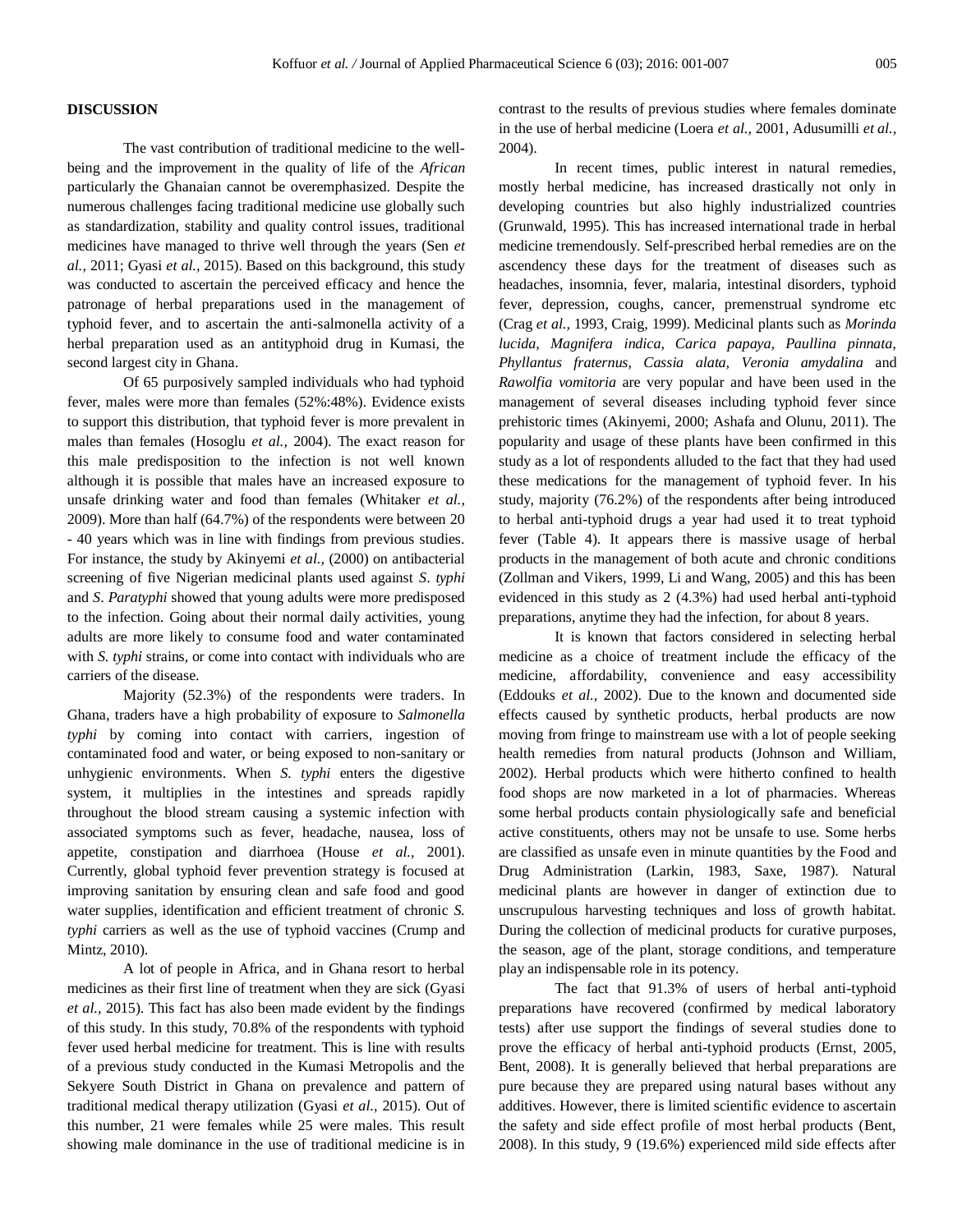## DISCUSSION

The vast contribution of traditional medicine to the well-being and the improvement in the quality of life of the *African* particularly the Ghanaian cannot be overemphasized. Despite the numerous challenges facing traditional medicine use globally such as standardization, stability and quality control issues, traditional medicines have managed to thrive well through the years (Sen *et al.,* 2011; Gyasi *et al.,* 2015). Based on this background, this study was conducted to ascertain the perceived efficacy and hence the patronage of herbal preparations used in the management of typhoid fever, and to ascertain the anti-salmonella activity of a herbal preparation used as an antityphoid drug in Kumasi, the second largest city in Ghana.

Of 65 purposively sampled individuals who had typhoid fever, males were more than females (52%:48%). Evidence exists to support this distribution, that typhoid fever is more prevalent in males than females (Hosoglu *et al.,* 2004). The exact reason for this male predisposition to the infection is not well known although it is possible that males have an increased exposure to unsafe drinking water and food than females (Whitaker *et al.,* 2009). More than half (64.7%) of the respondents were between 20 - 40 years which was in line with findings from previous studies. For instance, the study by Akinyemi *et al.,* (2000) on antibacterial screening of five Nigerian medicinal plants used against *S. typhi* and *S. Paratyphi* showed that young adults were more predisposed to the infection. Going about their normal daily activities, young adults are more likely to consume food and water contaminated with *S. typhi* strains, or come into contact with individuals who are carriers of the disease.

Majority (52.3%) of the respondents were traders. In Ghana, traders have a high probability of exposure to *Salmonella typhi* by coming into contact with carriers, ingestion of contaminated food and water, or being exposed to non-sanitary or unhygienic environments. When *S. typhi* enters the digestive system, it multiplies in the intestines and spreads rapidly throughout the blood stream causing a systemic infection with associated symptoms such as fever, headache, nausea, loss of appetite, constipation and diarrhoea (House *et al.,* 2001). Currently, global typhoid fever prevention strategy is focused at improving sanitation by ensuring clean and safe food and good water supplies, identification and efficient treatment of chronic *S. typhi* carriers as well as the use of typhoid vaccines (Crump and Mintz, 2010).

A lot of people in Africa, and in Ghana resort to herbal medicines as their first line of treatment when they are sick (Gyasi *et al.,* 2015). This fact has also been made evident by the findings of this study. In this study, 70.8% of the respondents with typhoid fever used herbal medicine for treatment. This is line with results of a previous study conducted in the Kumasi Metropolis and the Sekyere South District in Ghana on prevalence and pattern of traditional medical therapy utilization (Gyasi *et al.,* 2015). Out of this number, 21 were females while 25 were males. This result showing male dominance in the use of traditional medicine is in contrast to the results of previous studies where females dominate in the use of herbal medicine (Loera *et al.,* 2001, Adusumilli *et al.,* 2004).

In recent times, public interest in natural remedies, mostly herbal medicine, has increased drastically not only in developing countries but also highly industrialized countries (Grunwald, 1995). This has increased international trade in herbal medicine tremendously. Self-prescribed herbal remedies are on the ascendency these days for the treatment of diseases such as headaches, insomnia, fever, malaria, intestinal disorders, typhoid fever, depression, coughs, cancer, premenstrual syndrome etc (Crag *et al.,* 1993, Craig, 1999). Medicinal plants such as *Morinda lucida, Magnifera indica, Carica papaya, Paullina pinnata, Phyllantus fraternus, Cassia alata, Veronia amydalina* and *Rawolfia vomitoria* are very popular and have been used in the management of several diseases including typhoid fever since prehistoric times (Akinyemi, 2000; Ashafa and Olunu, 2011). The popularity and usage of these plants have been confirmed in this study as a lot of respondents alluded to the fact that they had used these medications for the management of typhoid fever. In his study, majority (76.2%) of the respondents after being introduced to herbal anti-typhoid drugs a year had used it to treat typhoid fever (Table 4). It appears there is massive usage of herbal products in the management of both acute and chronic conditions (Zollman and Vikers, 1999, Li and Wang, 2005) and this has been evidenced in this study as 2 (4.3%) had used herbal anti-typhoid preparations, anytime they had the infection, for about 8 years.

It is known that factors considered in selecting herbal medicine as a choice of treatment include the efficacy of the medicine, affordability, convenience and easy accessibility (Eddouks *et al.,* 2002). Due to the known and documented side effects caused by synthetic products, herbal products are now moving from fringe to mainstream use with a lot of people seeking health remedies from natural products (Johnson and William, 2002). Herbal products which were hitherto confined to health food shops are now marketed in a lot of pharmacies. Whereas some herbal products contain physiologically safe and beneficial active constituents, others may not be unsafe to use. Some herbs are classified as unsafe even in minute quantities by the Food and Drug Administration (Larkin, 1983, Saxe, 1987). Natural medicinal plants are however in danger of extinction due to unscrupulous harvesting techniques and loss of growth habitat. During the collection of medicinal products for curative purposes, the season, age of the plant, storage conditions, and temperature play an indispensable role in its potency.

The fact that 91.3% of users of herbal anti-typhoid preparations have recovered (confirmed by medical laboratory tests) after use support the findings of several studies done to prove the efficacy of herbal anti-typhoid products (Ernst, 2005, Bent, 2008). It is generally believed that herbal preparations are pure because they are prepared using natural bases without any additives. However, there is limited scientific evidence to ascertain the safety and side effect profile of most herbal products (Bent, 2008). In this study, 9 (19.6%) experienced mild side effects after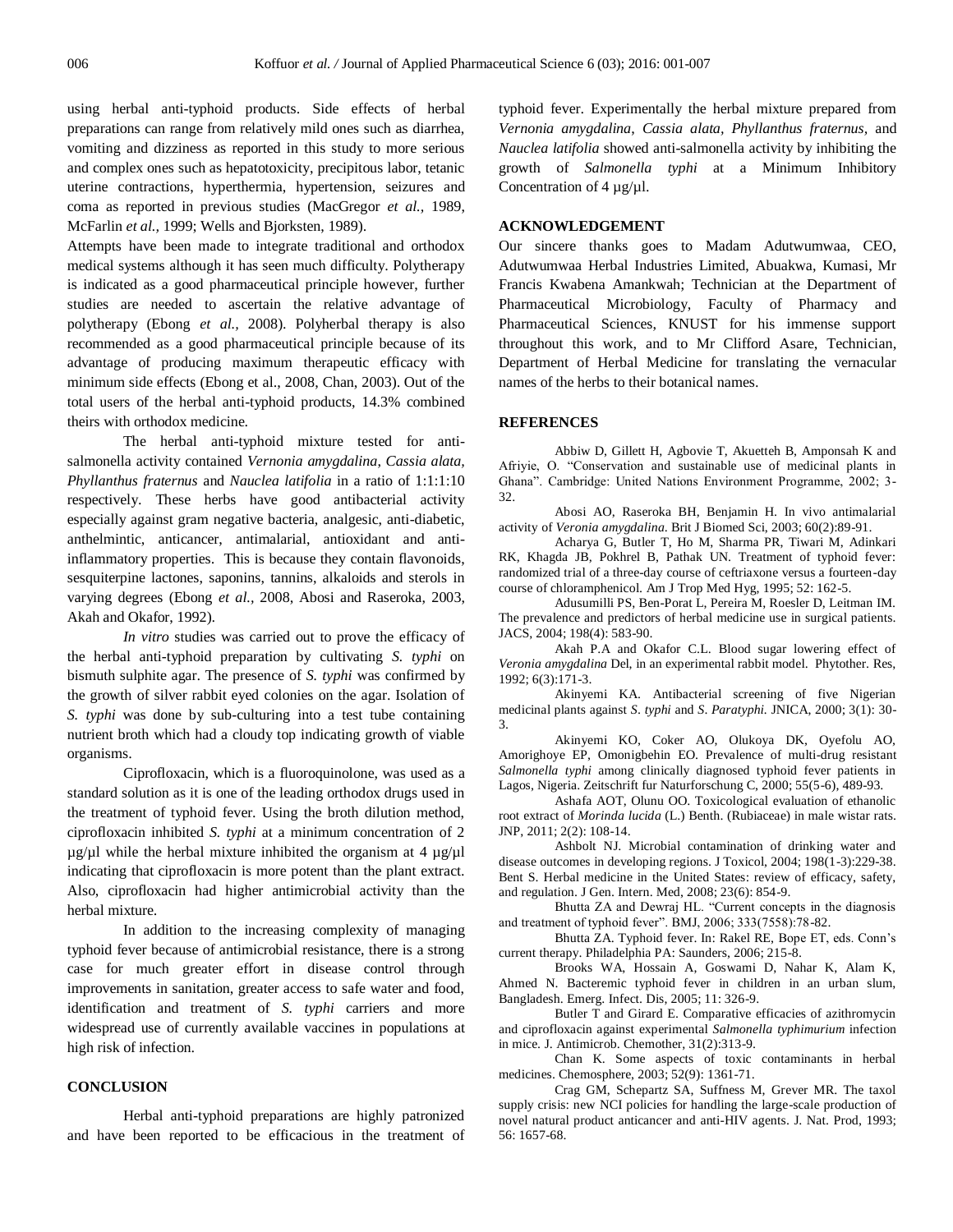using herbal anti-typhoid products. Side effects of herbal preparations can range from relatively mild ones such as diarrhea, vomiting and dizziness as reported in this study to more serious and complex ones such as hepatotoxicity, precipitous labor, tetanic uterine contractions, hyperthermia, hypertension, seizures and coma as reported in previous studies (MacGregor *et al.,* 1989, McFarlin *et al.,* 1999; Wells and Bjorksten, 1989).

Attempts have been made to integrate traditional and orthodox medical systems although it has seen much difficulty. Polytherapy is indicated as a good pharmaceutical principle however, further studies are needed to ascertain the relative advantage of polytherapy (Ebong *et al.,* 2008). Polyherbal therapy is also recommended as a good pharmaceutical principle because of its advantage of producing maximum therapeutic efficacy with minimum side effects (Ebong et al., 2008, Chan, 2003). Out of the total users of the herbal anti-typhoid products, 14.3% combined theirs with orthodox medicine.

The herbal anti-typhoid mixture tested for anti-salmonella activity contained *Vernonia amygdalina, Cassia alata, Phyllanthus fraternus* and *Nauclea latifolia* in a ratio of 1:1:1:10 respectively. These herbs have good antibacterial activity especially against gram negative bacteria, analgesic, anti-diabetic, anthelmintic, anticancer, antimalarial, antioxidant and anti-inflammatory properties. This is because they contain flavonoids, sesquiterpine lactones, saponins, tannins, alkaloids and sterols in varying degrees (Ebong *et al.,* 2008, Abosi and Raseroka, 2003, Akah and Okafor, 1992).

*In vitro* studies was carried out to prove the efficacy of the herbal anti-typhoid preparation by cultivating *S. typhi* on bismuth sulphite agar. The presence of *S. typhi* was confirmed by the growth of silver rabbit eyed colonies on the agar. Isolation of *S. typhi* was done by sub-culturing into a test tube containing nutrient broth which had a cloudy top indicating growth of viable organisms.

Ciprofloxacin, which is a fluoroquinolone, was used as a standard solution as it is one of the leading orthodox drugs used in the treatment of typhoid fever. Using the broth dilution method, ciprofloxacin inhibited *S. typhi* at a minimum concentration of 2 µg/µl while the herbal mixture inhibited the organism at 4 µg/µl indicating that ciprofloxacin is more potent than the plant extract. Also, ciprofloxacin had higher antimicrobial activity than the herbal mixture.

In addition to the increasing complexity of managing typhoid fever because of antimicrobial resistance, there is a strong case for much greater effort in disease control through improvements in sanitation, greater access to safe water and food, identification and treatment of *S. typhi* carriers and more widespread use of currently available vaccines in populations at high risk of infection.

## CONCLUSION

Herbal anti-typhoid preparations are highly patronized and have been reported to be efficacious in the treatment of typhoid fever. Experimentally the herbal mixture prepared from *Vernonia amygdalina, Cassia alata, Phyllanthus fraternus,* and *Nauclea latifolia* showed anti-salmonella activity by inhibiting the growth of *Salmonella typhi* at a Minimum Inhibitory Concentration of 4 µg/µl.

## ACKNOWLEDGEMENT

Our sincere thanks goes to Madam Adutwumwaa, CEO, Adutwumwaa Herbal Industries Limited, Abuakwa, Kumasi, Mr Francis Kwabena Amankwah; Technician at the Department of Pharmaceutical Microbiology, Faculty of Pharmacy and Pharmaceutical Sciences, KNUST for his immense support throughout this work, and to Mr Clifford Asare, Technician, Department of Herbal Medicine for translating the vernacular names of the herbs to their botanical names.

## REFERENCES

Abbiw D, Gillett H, Agbovie T, Akuetteh B, Amponsah K and Afriyie, O. "Conservation and sustainable use of medicinal plants in Ghana". Cambridge: United Nations Environment Programme, 2002; 3-32.

Abosi AO, Raseroka BH, Benjamin H. In vivo antimalarial activity of *Veronia amygdalina*. Brit J Biomed Sci, 2003; 60(2):89-91.

Acharya G, Butler T, Ho M, Sharma PR, Tiwari M, Adinkari RK, Khagda JB, Pokhrel B, Pathak UN. Treatment of typhoid fever: randomized trial of a three-day course of ceftriaxone versus a fourteen-day course of chloramphenicol. Am J Trop Med Hyg, 1995; 52: 162-5.

Adusumilli PS, Ben-Porat L, Pereira M, Roesler D, Leitman IM. The prevalence and predictors of herbal medicine use in surgical patients. JACS, 2004; 198(4): 583-90.

Akah P.A and Okafor C.L. Blood sugar lowering effect of *Veronia amygdalina* Del, in an experimental rabbit model. Phytother. Res, 1992; 6(3):171-3.

Akinyemi KA. Antibacterial screening of five Nigerian medicinal plants against *S. typhi* and *S. Paratyphi.* JNICA, 2000; 3(1): 30-3.

Akinyemi KO, Coker AO, Olukoya DK, Oyefolu AO, Amorighoye EP, Omonigbehin EO. Prevalence of multi-drug resistant *Salmonella typhi* among clinically diagnosed typhoid fever patients in Lagos, Nigeria. Zeitschrift fur Naturforschung C, 2000; 55(5-6), 489-93.

Ashafa AOT, Olunu OO. Toxicological evaluation of ethanolic root extract of *Morinda lucida* (L.) Benth. (Rubiaceae) in male wistar rats. JNP, 2011; 2(2): 108-14.

Ashbolt NJ. Microbial contamination of drinking water and disease outcomes in developing regions. J Toxicol, 2004; 198(1-3):229-38.

Bent S. Herbal medicine in the United States: review of efficacy, safety, and regulation. J Gen. Intern. Med, 2008; 23(6): 854-9.

Bhutta ZA and Dewraj HL. "Current concepts in the diagnosis and treatment of typhoid fever". BMJ, 2006; 333(7558):78-82.

Bhutta ZA. Typhoid fever. In: Rakel RE, Bope ET, eds. Conn's current therapy. Philadelphia PA: Saunders, 2006; 215-8.

Brooks WA, Hossain A, Goswami D, Nahar K, Alam K, Ahmed N. Bacteremic typhoid fever in children in an urban slum, Bangladesh. Emerg. Infect. Dis, 2005; 11: 326-9.

Butler T and Girard E. Comparative efficacies of azithromycin and ciprofloxacin against experimental *Salmonella typhimurium* infection in mice. J. Antimicrob. Chemother, 31(2):313-9.

Chan K. Some aspects of toxic contaminants in herbal medicines. Chemosphere, 2003; 52(9): 1361-71.

Crag GM, Schepartz SA, Suffness M, Grever MR. The taxol supply crisis: new NCI policies for handling the large-scale production of novel natural product anticancer and anti-HIV agents. J. Nat. Prod, 1993; 56: 1657-68.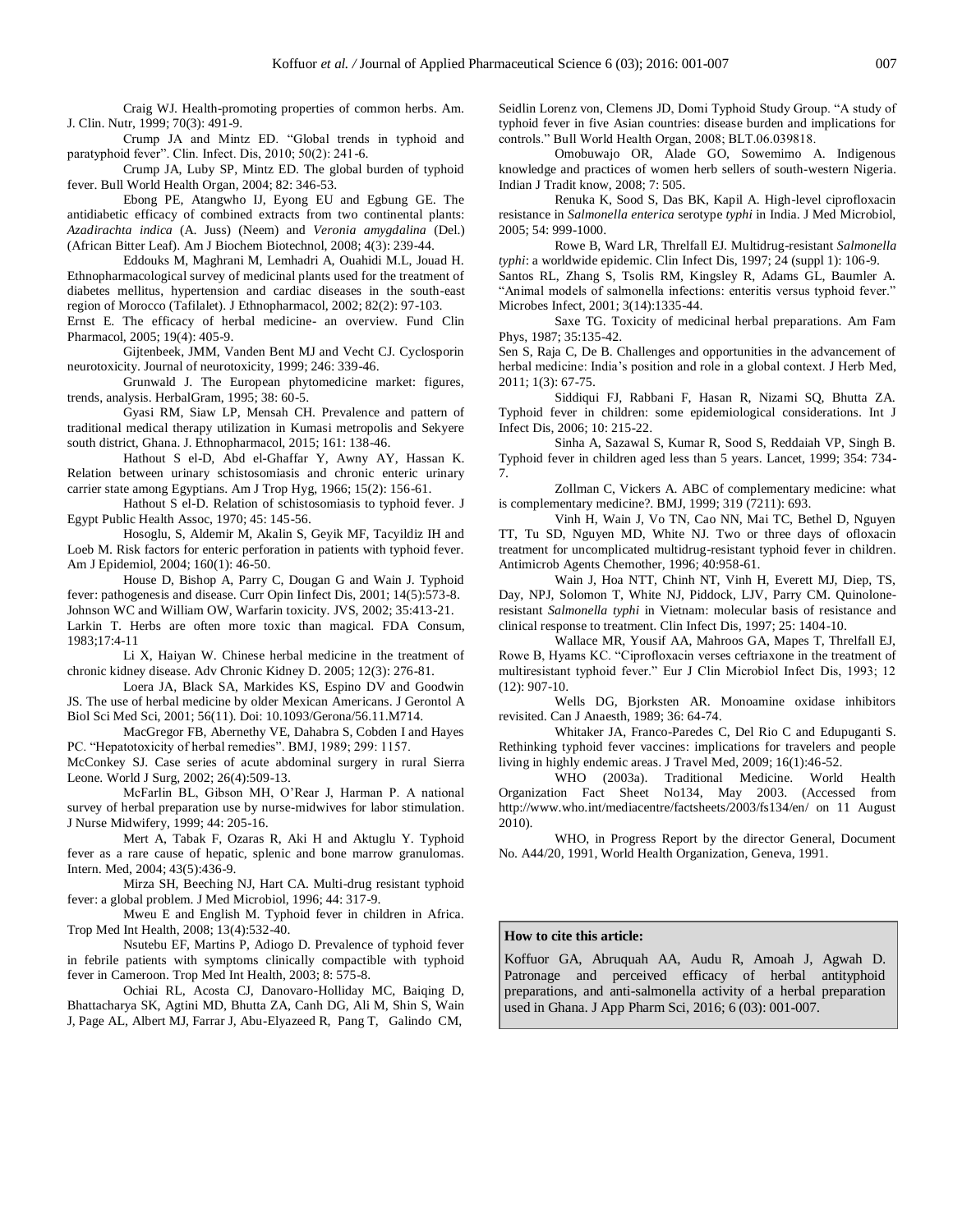Craig WJ. Health-promoting properties of common herbs. Am. J. Clin. Nutr, 1999; 70(3): 491-9.

Crump JA and Mintz ED. "Global trends in typhoid and paratyphoid fever". Clin. Infect. Dis, 2010; 50(2): 241-6.

Crump JA, Luby SP, Mintz ED. The global burden of typhoid fever. Bull World Health Organ, 2004; 82: 346-53.

Ebong PE, Atangwho IJ, Eyong EU and Egbung GE. The antidiabetic efficacy of combined extracts from two continental plants: *Azadirachta indica* (A. Juss) (Neem) and *Veronia amygdalina* (Del.) (African Bitter Leaf). Am J Biochem Biotechnol, 2008; 4(3): 239-44.

Eddouks M, Maghrani M, Lemhadri A, Ouahidi M.L, Jouad H. Ethnopharmacological survey of medicinal plants used for the treatment of diabetes mellitus, hypertension and cardiac diseases in the south-east region of Morocco (Tafilalet). J Ethnopharmacol, 2002; 82(2): 97-103.

Ernst E. The efficacy of herbal medicine- an overview. Fund Clin Pharmacol, 2005; 19(4): 405-9.

Gijtenbeek, JMM, Vanden Bent MJ and Vecht CJ. Cyclosporin neurotoxicity. Journal of neurotoxicity, 1999; 246: 339-46.

Grunwald J. The European phytomedicine market: figures, trends, analysis. HerbalGram, 1995; 38: 60-5.

Gyasi RM, Siaw LP, Mensah CH. Prevalence and pattern of traditional medical therapy utilization in Kumasi metropolis and Sekyere south district, Ghana. J. Ethnopharmacol, 2015; 161: 138-46.

Hathout S el-D, Abd el-Ghaffar Y, Awny AY, Hassan K. Relation between urinary schistosomiasis and chronic enteric urinary carrier state among Egyptians. Am J Trop Hyg, 1966; 15(2): 156-61.

Hathout S el-D. Relation of schistosomiasis to typhoid fever. J Egypt Public Health Assoc, 1970; 45: 145-56.

Hosoglu, S, Aldemir M, Akalin S, Geyik MF, Tacyildiz IH and Loeb M. Risk factors for enteric perforation in patients with typhoid fever. Am J Epidemiol, 2004; 160(1): 46-50.

House D, Bishop A, Parry C, Dougan G and Wain J. Typhoid fever: pathogenesis and disease. Curr Opin Iinfect Dis, 2001; 14(5):573-8.

Johnson WC and William OW, Warfarin toxicity. JVS, 2002; 35:413-21.

Larkin T. Herbs are often more toxic than magical. FDA Consum, 1983;17:4-11

Li X, Haiyan W. Chinese herbal medicine in the treatment of chronic kidney disease. Adv Chronic Kidney D. 2005; 12(3): 276-81.

Loera JA, Black SA, Markides KS, Espino DV and Goodwin JS. The use of herbal medicine by older Mexican Americans. J Gerontol A Biol Sci Med Sci, 2001; 56(11). Doi: 10.1093/Gerona/56.11.M714.

MacGregor FB, Abernethy VE, Dahabra S, Cobden I and Hayes PC. "Hepatotoxicity of herbal remedies". BMJ, 1989; 299: 1157.

McConkey SJ. Case series of acute abdominal surgery in rural Sierra Leone. World J Surg, 2002; 26(4):509-13.

McFarlin BL, Gibson MH, O'Rear J, Harman P. A national survey of herbal preparation use by nurse-midwives for labor stimulation. J Nurse Midwifery, 1999; 44: 205-16.

Mert A, Tabak F, Ozaras R, Aki H and Aktuglu Y. Typhoid fever as a rare cause of hepatic, splenic and bone marrow granulomas. Intern. Med, 2004; 43(5):436-9.

Mirza SH, Beeching NJ, Hart CA. Multi-drug resistant typhoid fever: a global problem. J Med Microbiol, 1996; 44: 317-9.

Mweu E and English M. Typhoid fever in children in Africa. Trop Med Int Health, 2008; 13(4):532-40.

Nsutebu EF, Martins P, Adiogo D. Prevalence of typhoid fever in febrile patients with symptoms clinically compactible with typhoid fever in Cameroon. Trop Med Int Health, 2003; 8: 575-8.

Ochiai RL, Acosta CJ, Danovaro-Holliday MC, Baiqing D, Bhattacharya SK, Agtini MD, Bhutta ZA, Canh DG, Ali M, Shin S, Wain J, Page AL, Albert MJ, Farrar J, Abu-Elyazeed R, Pang T, Galindo CM, Seidlin Lorenz von, Clemens JD, Domi Typhoid Study Group. "A study of typhoid fever in five Asian countries: disease burden and implications for controls." Bull World Health Organ, 2008; BLT.06.039818.

Omobuwajo OR, Alade GO, Sowemimo A. Indigenous knowledge and practices of women herb sellers of south-western Nigeria. Indian J Tradit know, 2008; 7: 505.

Renuka K, Sood S, Das BK, Kapil A. High-level ciprofloxacin resistance in *Salmonella enterica* serotype *typhi* in India. J Med Microbiol, 2005; 54: 999-1000.

Rowe B, Ward LR, Threlfall EJ. Multidrug-resistant *Salmonella typhi*: a worldwide epidemic. Clin Infect Dis, 1997; 24 (suppl 1): 106-9.

Santos RL, Zhang S, Tsolis RM, Kingsley R, Adams GL, Baumler A. "Animal models of salmonella infections: enteritis versus typhoid fever." Microbes Infect, 2001; 3(14):1335-44.

Saxe TG. Toxicity of medicinal herbal preparations. Am Fam Phys, 1987; 35:135-42.

Sen S, Raja C, De B. Challenges and opportunities in the advancement of herbal medicine: India's position and role in a global context. J Herb Med, 2011; 1(3): 67-75.

Siddiqui FJ, Rabbani F, Hasan R, Nizami SQ, Bhutta ZA. Typhoid fever in children: some epidemiological considerations. Int J Infect Dis, 2006; 10: 215-22.

Sinha A, Sazawal S, Kumar R, Sood S, Reddaiah VP, Singh B. Typhoid fever in children aged less than 5 years. Lancet, 1999; 354: 734-7.

Zollman C, Vickers A. ABC of complementary medicine: what is complementary medicine?. BMJ, 1999; 319 (7211): 693.

Vinh H, Wain J, Vo TN, Cao NN, Mai TC, Bethel D, Nguyen TT, Tu SD, Nguyen MD, White NJ. Two or three days of ofloxacin treatment for uncomplicated multidrug-resistant typhoid fever in children. Antimicrob Agents Chemother, 1996; 40:958-61.

Wain J, Hoa NTT, Chinh NT, Vinh H, Everett MJ, Diep, TS, Day, NPJ, Solomon T, White NJ, Piddock, LJV, Parry CM. Quinolone-resistant *Salmonella typhi* in Vietnam: molecular basis of resistance and clinical response to treatment. Clin Infect Dis, 1997; 25: 1404-10.

Wallace MR, Yousif AA, Mahroos GA, Mapes T, Threlfall EJ, Rowe B, Hyams KC. "Ciprofloxacin verses ceftriaxone in the treatment of multiresistant typhoid fever." Eur J Clin Microbiol Infect Dis, 1993; 12 (12): 907-10.

Wells DG, Bjorksten AR. Monoamine oxidase inhibitors revisited. Can J Anaesth, 1989; 36: 64-74.

Whitaker JA, Franco-Paredes C, Del Rio C and Edupuganti S. Rethinking typhoid fever vaccines: implications for travelers and people living in highly endemic areas. J Travel Med, 2009; 16(1):46-52.

WHO (2003a). Traditional Medicine. World Health Organization Fact Sheet No134, May 2003. (Accessed from http://www.who.int/mediacentre/factsheets/2003/fs134/en/ on 11 August 2010).

WHO, in Progress Report by the director General, Document No. A44/20, 1991, World Health Organization, Geneva, 1991.

**How to cite this article:**

Koffuor GA, Abruquah AA, Audu R, Amoah J, Agwah D. Patronage and perceived efficacy of herbal antityphoid preparations, and anti-salmonella activity of a herbal preparation used in Ghana. J App Pharm Sci, 2016; 6 (03): 001-007.